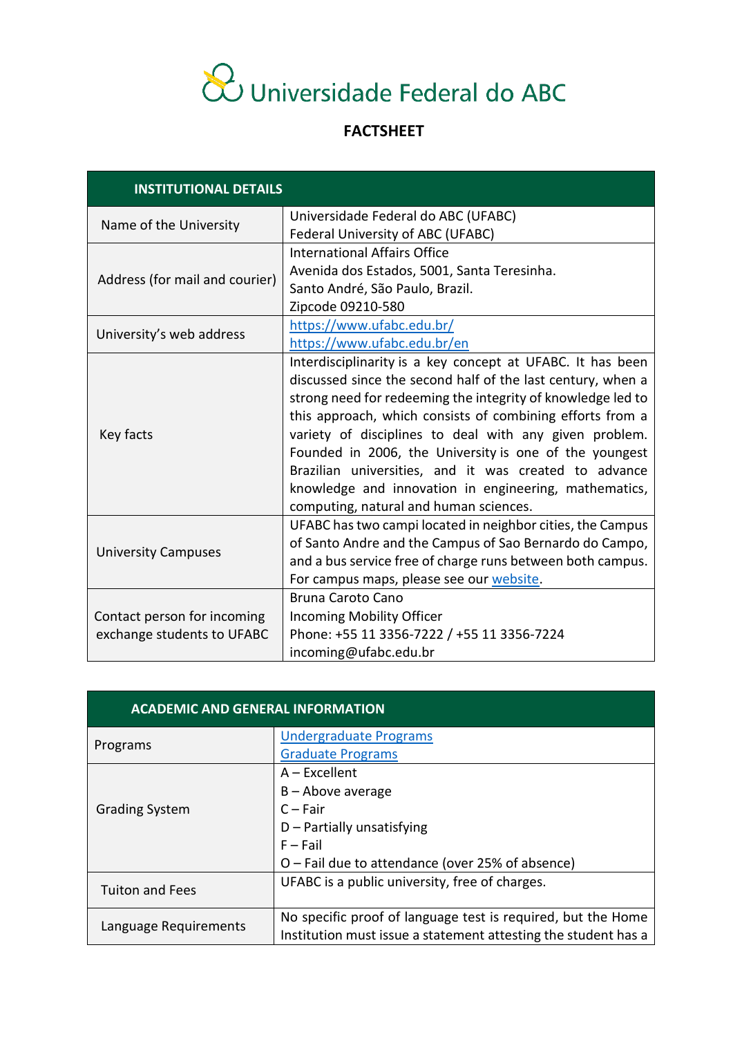# Universidade Federal do ABC

## FACTSHEET

| INSTITUTIONAL DETAILS | |
|---|---|
| Name of the University | Universidade Federal do ABC (UFABC)<br>Federal University of ABC (UFABC) |
| Address (for mail and courier) | International Affairs Office<br>Avenida dos Estados, 5001, Santa Teresinha.<br>Santo André, São Paulo, Brazil.<br>Zipcode 09210-580 |
| University's web address | https://www.ufabc.edu.br/<br>https://www.ufabc.edu.br/en |
| Key facts | Interdisciplinarity is a key concept at UFABC. It has been discussed since the second half of the last century, when a strong need for redeeming the integrity of knowledge led to this approach, which consists of combining efforts from a variety of disciplines to deal with any given problem. Founded in 2006, the University is one of the youngest Brazilian universities, and it was created to advance knowledge and innovation in engineering, mathematics, computing, natural and human sciences. |
| University Campuses | UFABC has two campi located in neighbor cities, the Campus of Santo Andre and the Campus of Sao Bernardo do Campo, and a bus service free of charge runs between both campus. For campus maps, please see our website. |
| Contact person for incoming exchange students to UFABC | Bruna Caroto Cano<br>Incoming Mobility Officer<br>Phone: +55 11 3356-7222 / +55 11 3356-7224<br>incoming@ufabc.edu.br |

| ACADEMIC AND GENERAL INFORMATION | |
|---|---|
| Programs | Undergraduate Programs<br>Graduate Programs |
| Grading System | A – Excellent<br>B – Above average<br>C – Fair<br>D – Partially unsatisfying<br>F – Fail<br>O – Fail due to attendance (over 25% of absence) |
| Tuiton and Fees | UFABC is a public university, free of charges. |
| Language Requirements | No specific proof of language test is required, but the Home Institution must issue a statement attesting the student has a |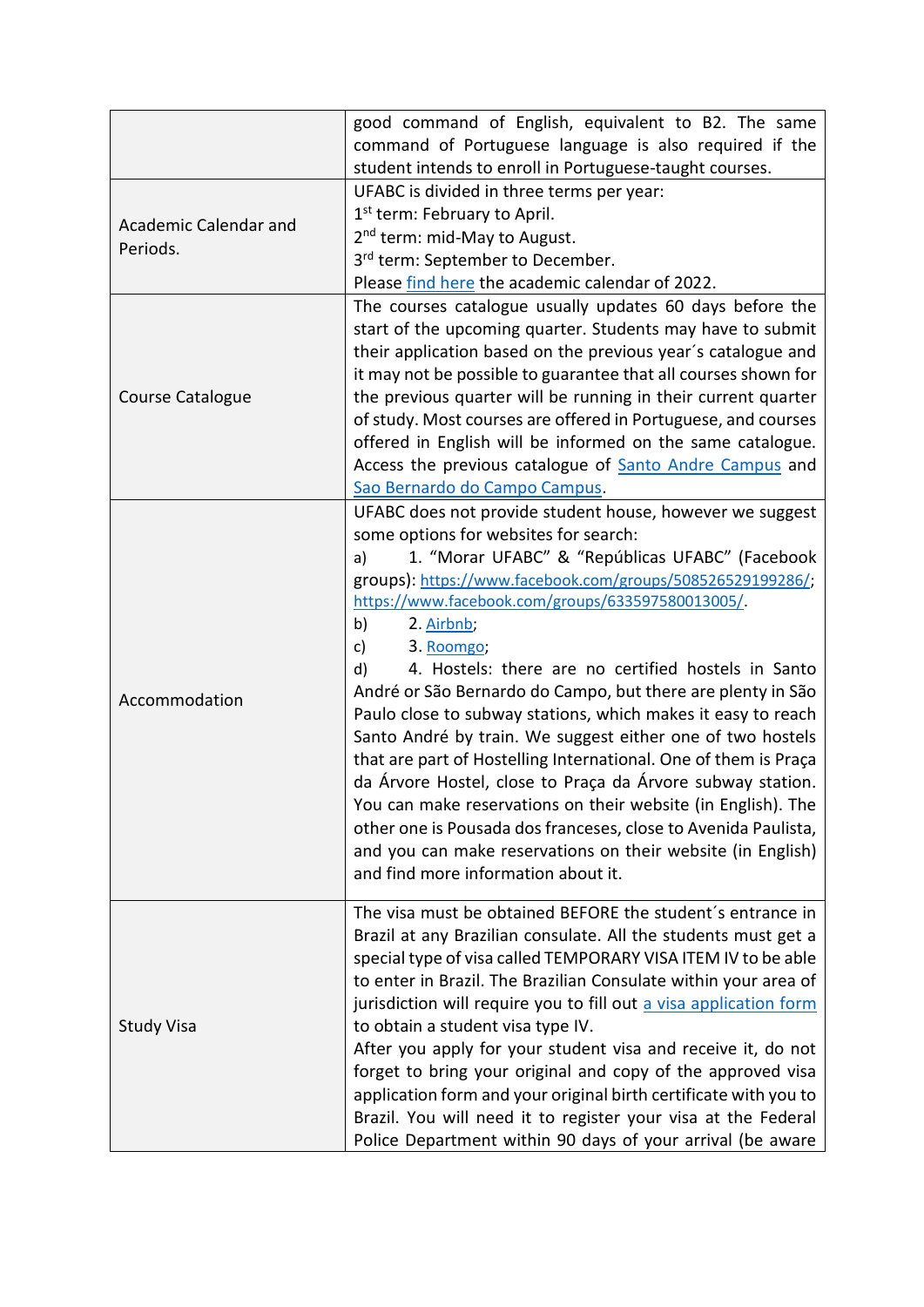| | |
|---|---|
| | good command of English, equivalent to B2. The same command of Portuguese language is also required if the student intends to enroll in Portuguese-taught courses. |
| Academic Calendar and Periods. | UFABC is divided in three terms per year:<br>1st term: February to April.<br>2nd term: mid-May to August.<br>3rd term: September to December.<br>Please find here the academic calendar of 2022. |
| Course Catalogue | The courses catalogue usually updates 60 days before the start of the upcoming quarter. Students may have to submit their application based on the previous year´s catalogue and it may not be possible to guarantee that all courses shown for the previous quarter will be running in their current quarter of study. Most courses are offered in Portuguese, and courses offered in English will be informed on the same catalogue. Access the previous catalogue of Santo Andre Campus and Sao Bernardo do Campo Campus. |
| Accommodation | UFABC does not provide student house, however we suggest some options for websites for search:<br>a) 1. “Morar UFABC” & “Repúblicas UFABC” (Facebook groups): https://www.facebook.com/groups/508526529199286/; https://www.facebook.com/groups/633597580013005/.<br>b) 2. Airbnb;<br>c) 3. Roomgo;<br>d) 4. Hostels: there are no certified hostels in Santo André or São Bernardo do Campo, but there are plenty in São Paulo close to subway stations, which makes it easy to reach Santo André by train. We suggest either one of two hostels that are part of Hostelling International. One of them is Praça da Árvore Hostel, close to Praça da Árvore subway station. You can make reservations on their website (in English). The other one is Pousada dos franceses, close to Avenida Paulista, and you can make reservations on their website (in English) and find more information about it. |
| Study Visa | The visa must be obtained BEFORE the student´s entrance in Brazil at any Brazilian consulate. All the students must get a special type of visa called TEMPORARY VISA ITEM IV to be able to enter in Brazil. The Brazilian Consulate within your area of jurisdiction will require you to fill out a visa application form to obtain a student visa type IV.<br>After you apply for your student visa and receive it, do not forget to bring your original and copy of the approved visa application form and your original birth certificate with you to Brazil. You will need it to register your visa at the Federal Police Department within 90 days of your arrival (be aware |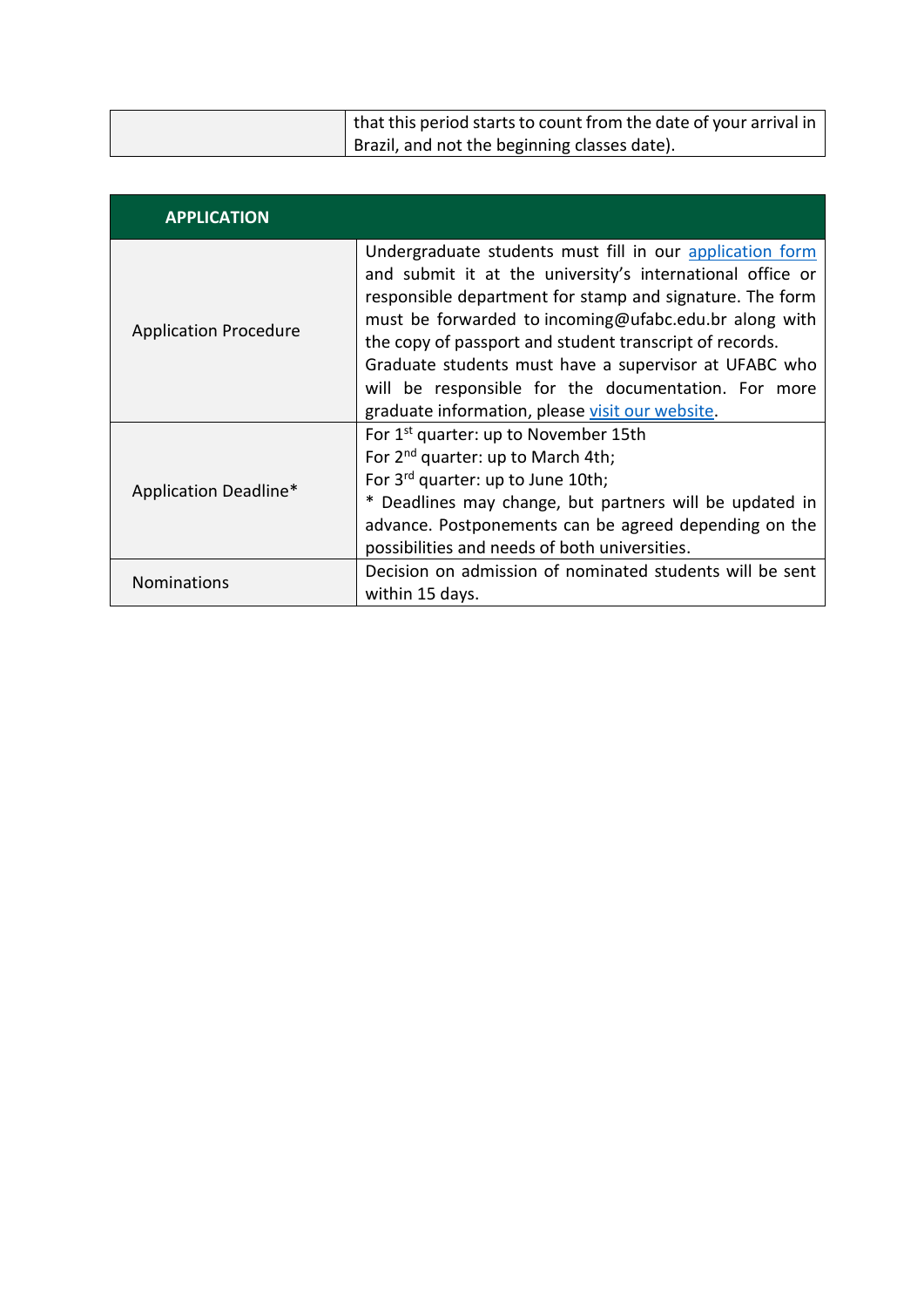| | |
|---|---|
| | that this period starts to count from the date of your arrival in Brazil, and not the beginning classes date). |

| **APPLICATION** | |
|---|---|
| Application Procedure | Undergraduate students must fill in our [application form](#) and submit it at the university's international office or responsible department for stamp and signature. The form must be forwarded to incoming@ufabc.edu.br along with the copy of passport and student transcript of records. Graduate students must have a supervisor at UFABC who will be responsible for the documentation. For more graduate information, please [visit our website](#). |
| Application Deadline* | For 1st quarter: up to November 15th<br>For 2nd quarter: up to March 4th;<br>For 3rd quarter: up to June 10th;<br>* Deadlines may change, but partners will be updated in advance. Postponements can be agreed depending on the possibilities and needs of both universities. |
| Nominations | Decision on admission of nominated students will be sent within 15 days. |